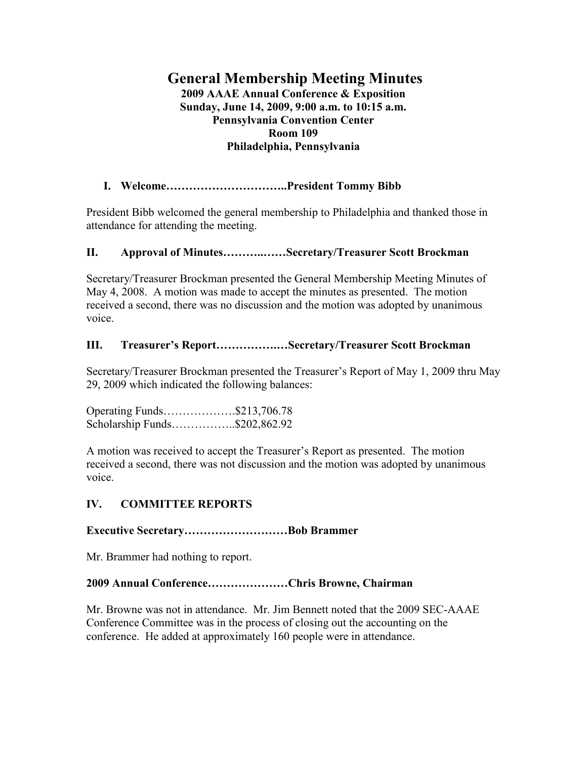# General Membership Meeting Minutes

**2009 AAAE Annual Conference & Exposition**
**Sunday, June 14, 2009, 9:00 a.m. to 10:15 a.m.**
**Pennsylvania Convention Center**
**Room 109**
**Philadelphia, Pennsylvania**

## I. Welcome…………………………..President Tommy Bibb

President Bibb welcomed the general membership to Philadelphia and thanked those in attendance for attending the meeting.

## II. Approval of Minutes………..……Secretary/Treasurer Scott Brockman

Secretary/Treasurer Brockman presented the General Membership Meeting Minutes of May 4, 2008. A motion was made to accept the minutes as presented. The motion received a second, there was no discussion and the motion was adopted by unanimous voice.

## III. Treasurer's Report…………….…Secretary/Treasurer Scott Brockman

Secretary/Treasurer Brockman presented the Treasurer's Report of May 1, 2009 thru May 29, 2009 which indicated the following balances:

Operating Funds……………….$213,706.78
Scholarship Funds……………..$202,862.92

A motion was received to accept the Treasurer's Report as presented. The motion received a second, there was not discussion and the motion was adopted by unanimous voice.

## IV. COMMITTEE REPORTS

### Executive Secretary………………………Bob Brammer

Mr. Brammer had nothing to report.

### 2009 Annual Conference…………………Chris Browne, Chairman

Mr. Browne was not in attendance. Mr. Jim Bennett noted that the 2009 SEC-AAAE Conference Committee was in the process of closing out the accounting on the conference. He added at approximately 160 people were in attendance.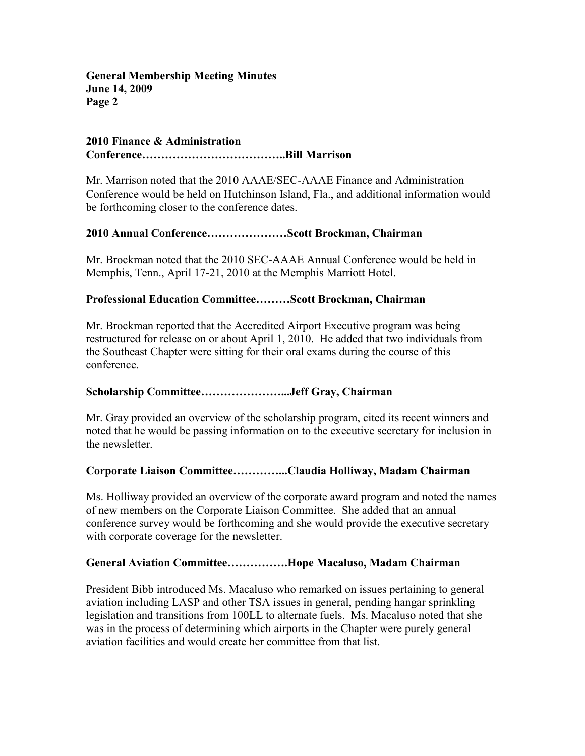**2010 Finance & Administration Conference………………………………..Bill Marrison**

Mr. Marrison noted that the 2010 AAAE/SEC-AAAE Finance and Administration Conference would be held on Hutchinson Island, Fla., and additional information would be forthcoming closer to the conference dates.

**2010 Annual Conference…………………Scott Brockman, Chairman**

Mr. Brockman noted that the 2010 SEC-AAAE Annual Conference would be held in Memphis, Tenn., April 17-21, 2010 at the Memphis Marriott Hotel.

**Professional Education Committee………Scott Brockman, Chairman**

Mr. Brockman reported that the Accredited Airport Executive program was being restructured for release on or about April 1, 2010. He added that two individuals from the Southeast Chapter were sitting for their oral exams during the course of this conference.

**Scholarship Committee…………………...Jeff Gray, Chairman**

Mr. Gray provided an overview of the scholarship program, cited its recent winners and noted that he would be passing information on to the executive secretary for inclusion in the newsletter.

**Corporate Liaison Committee…………...Claudia Holliway, Madam Chairman**

Ms. Holliway provided an overview of the corporate award program and noted the names of new members on the Corporate Liaison Committee. She added that an annual conference survey would be forthcoming and she would provide the executive secretary with corporate coverage for the newsletter.

**General Aviation Committee…………….Hope Macaluso, Madam Chairman**

President Bibb introduced Ms. Macaluso who remarked on issues pertaining to general aviation including LASP and other TSA issues in general, pending hangar sprinkling legislation and transitions from 100LL to alternate fuels. Ms. Macaluso noted that she was in the process of determining which airports in the Chapter were purely general aviation facilities and would create her committee from that list.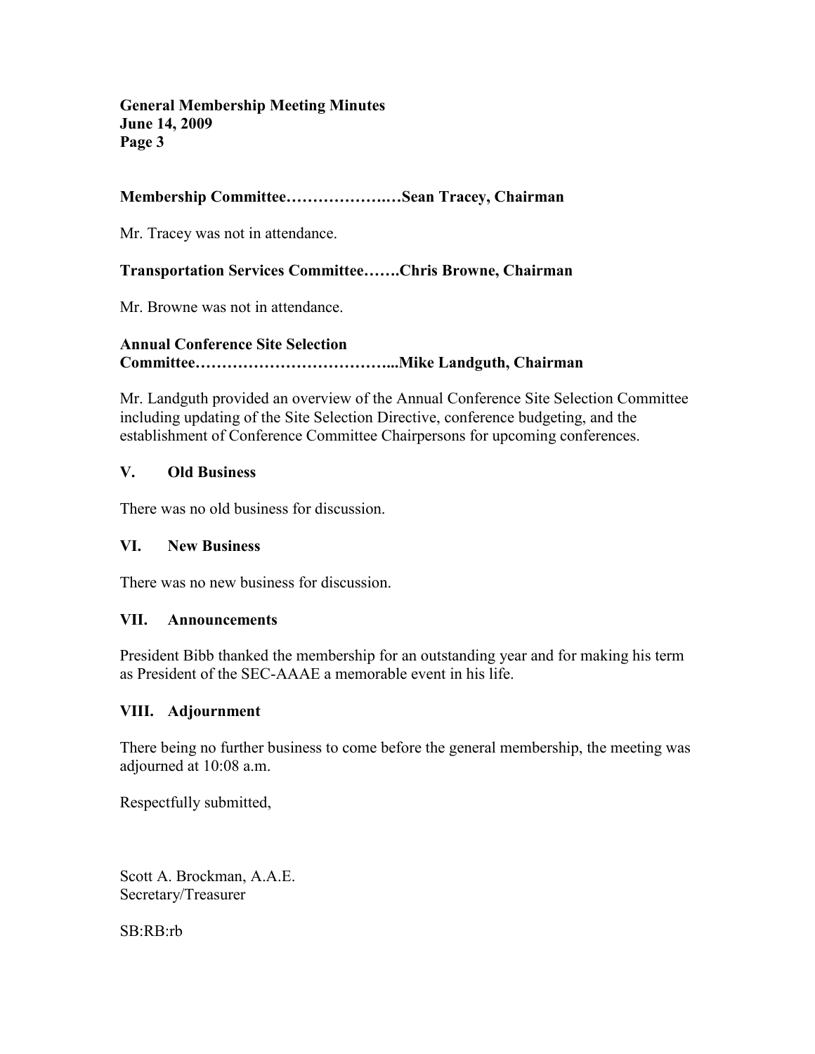**Membership Committee…………………Sean Tracey, Chairman**

Mr. Tracey was not in attendance.

**Transportation Services Committee…….Chris Browne, Chairman**

Mr. Browne was not in attendance.

**Annual Conference Site Selection Committee………………………………...Mike Landguth, Chairman**

Mr. Landguth provided an overview of the Annual Conference Site Selection Committee including updating of the Site Selection Directive, conference budgeting, and the establishment of Conference Committee Chairpersons for upcoming conferences.

## V. Old Business

There was no old business for discussion.

## VI. New Business

There was no new business for discussion.

## VII. Announcements

President Bibb thanked the membership for an outstanding year and for making his term as President of the SEC-AAAE a memorable event in his life.

## VIII. Adjournment

There being no further business to come before the general membership, the meeting was adjourned at 10:08 a.m.

Respectfully submitted,

Scott A. Brockman, A.A.E.
Secretary/Treasurer

SB:RB:rb